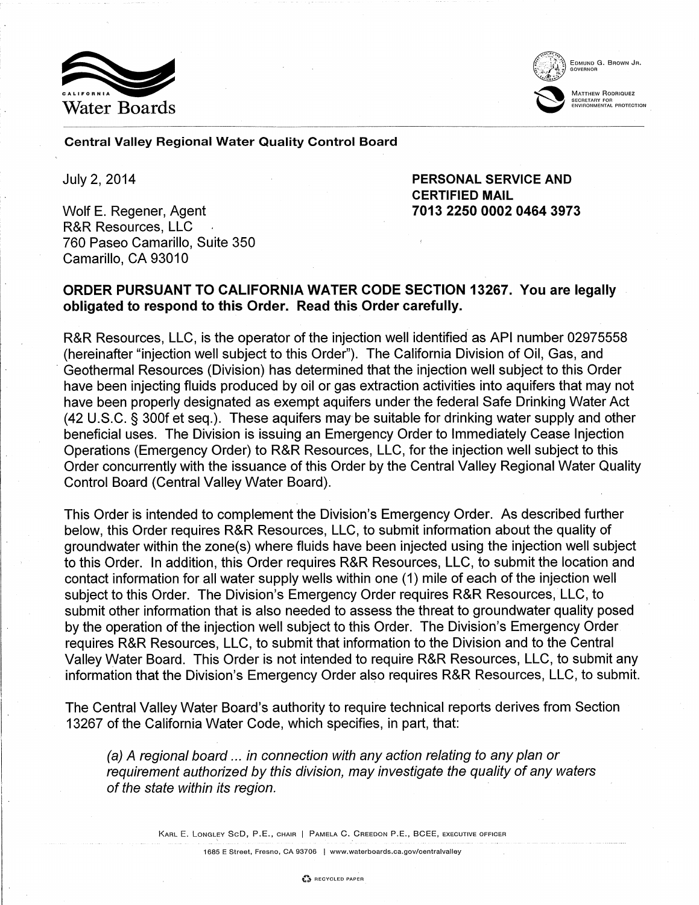California Water Boards

EDMUND G. BROWN JR.
GOVERNOR

MATTHEW RODRIQUEZ
SECRETARY FOR
ENVIRONMENTAL PROTECTION

**Central Valley Regional Water Quality Control Board**

July 2, 2014

**PERSONAL SERVICE AND CERTIFIED MAIL**
**7013 2250 0002 0464 3973**

Wolf E. Regener, Agent
R&R Resources, LLC
760 Paseo Camarillo, Suite 350
Camarillo, CA 93010

**ORDER PURSUANT TO CALIFORNIA WATER CODE SECTION 13267. You are legally obligated to respond to this Order. Read this Order carefully.**

R&R Resources, LLC, is the operator of the injection well identified as API number 02975558 (hereinafter "injection well subject to this Order"). The California Division of Oil, Gas, and Geothermal Resources (Division) has determined that the injection well subject to this Order have been injecting fluids produced by oil or gas extraction activities into aquifers that may not have been properly designated as exempt aquifers under the federal Safe Drinking Water Act (42 U.S.C. § 300f et seq.). These aquifers may be suitable for drinking water supply and other beneficial uses. The Division is issuing an Emergency Order to Immediately Cease Injection Operations (Emergency Order) to R&R Resources, LLC, for the injection well subject to this Order concurrently with the issuance of this Order by the Central Valley Regional Water Quality Control Board (Central Valley Water Board).

This Order is intended to complement the Division's Emergency Order. As described further below, this Order requires R&R Resources, LLC, to submit information about the quality of groundwater within the zone(s) where fluids have been injected using the injection well subject to this Order. In addition, this Order requires R&R Resources, LLC, to submit the location and contact information for all water supply wells within one (1) mile of each of the injection well subject to this Order. The Division's Emergency Order requires R&R Resources, LLC, to submit other information that is also needed to assess the threat to groundwater quality posed by the operation of the injection well subject to this Order. The Division's Emergency Order requires R&R Resources, LLC, to submit that information to the Division and to the Central Valley Water Board. This Order is not intended to require R&R Resources, LLC, to submit any information that the Division's Emergency Order also requires R&R Resources, LLC, to submit.

The Central Valley Water Board's authority to require technical reports derives from Section 13267 of the California Water Code, which specifies, in part, that:

> *(a) A regional board ... in connection with any action relating to any plan or requirement authorized by this division, may investigate the quality of any waters of the state within its region.*

KARL E. LONGLEY ScD, P.E., CHAIR | PAMELA C. CREEDON P.E., BCEE, EXECUTIVE OFFICER

1685 E Street, Fresno, CA 93706 | www.waterboards.ca.gov/centralvalley

RECYCLED PAPER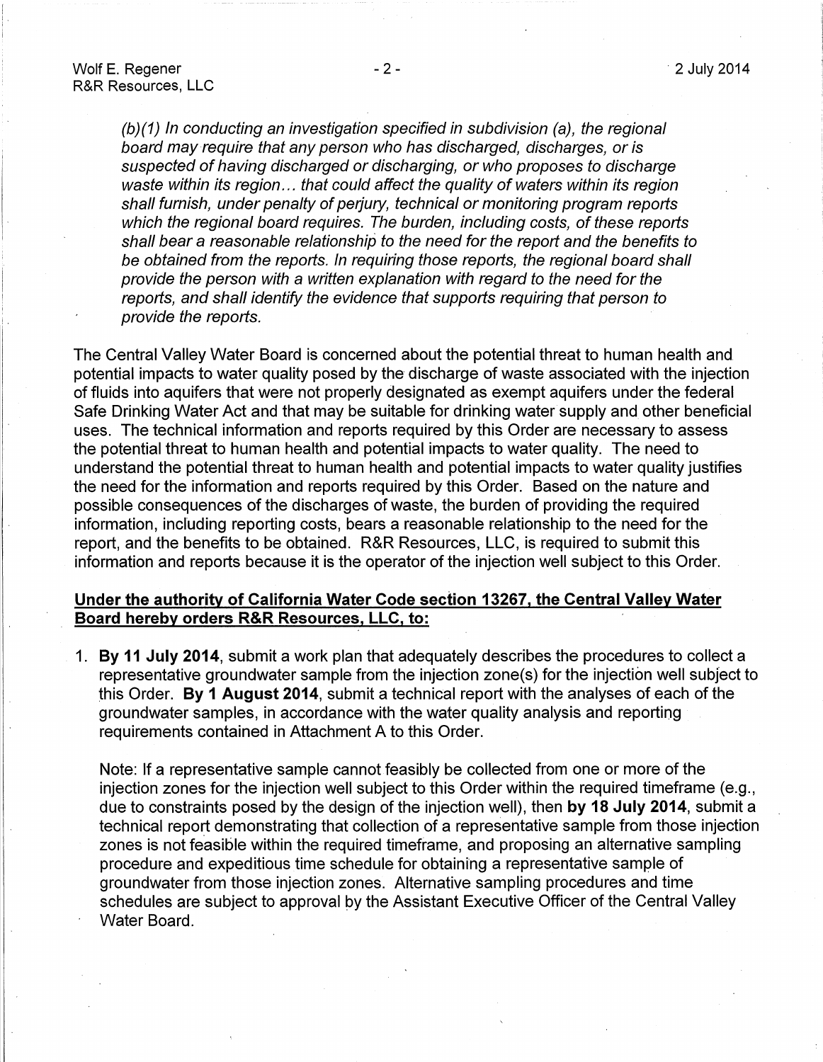*(b)(1) In conducting an investigation specified in subdivision (a), the regional board may require that any person who has discharged, discharges, or is suspected of having discharged or discharging, or who proposes to discharge waste within its region... that could affect the quality of waters within its region shall furnish, under penalty of perjury, technical or monitoring program reports which the regional board requires. The burden, including costs, of these reports shall bear a reasonable relationship to the need for the report and the benefits to be obtained from the reports. In requiring those reports, the regional board shall provide the person with a written explanation with regard to the need for the reports, and shall identify the evidence that supports requiring that person to provide the reports.*

The Central Valley Water Board is concerned about the potential threat to human health and potential impacts to water quality posed by the discharge of waste associated with the injection of fluids into aquifers that were not properly designated as exempt aquifers under the federal Safe Drinking Water Act and that may be suitable for drinking water supply and other beneficial uses. The technical information and reports required by this Order are necessary to assess the potential threat to human health and potential impacts to water quality. The need to understand the potential threat to human health and potential impacts to water quality justifies the need for the information and reports required by this Order. Based on the nature and possible consequences of the discharges of waste, the burden of providing the required information, including reporting costs, bears a reasonable relationship to the need for the report, and the benefits to be obtained. R&R Resources, LLC, is required to submit this information and reports because it is the operator of the injection well subject to this Order.

**Under the authority of California Water Code section 13267, the Central Valley Water Board hereby orders R&R Resources, LLC, to:**

1. **By 11 July 2014**, submit a work plan that adequately describes the procedures to collect a representative groundwater sample from the injection zone(s) for the injection well subject to this Order. **By 1 August 2014**, submit a technical report with the analyses of each of the groundwater samples, in accordance with the water quality analysis and reporting requirements contained in Attachment A to this Order.

   Note: If a representative sample cannot feasibly be collected from one or more of the injection zones for the injection well subject to this Order within the required timeframe (e.g., due to constraints posed by the design of the injection well), then **by 18 July 2014**, submit a technical report demonstrating that collection of a representative sample from those injection zones is not feasible within the required timeframe, and proposing an alternative sampling procedure and expeditious time schedule for obtaining a representative sample of groundwater from those injection zones. Alternative sampling procedures and time schedules are subject to approval by the Assistant Executive Officer of the Central Valley Water Board.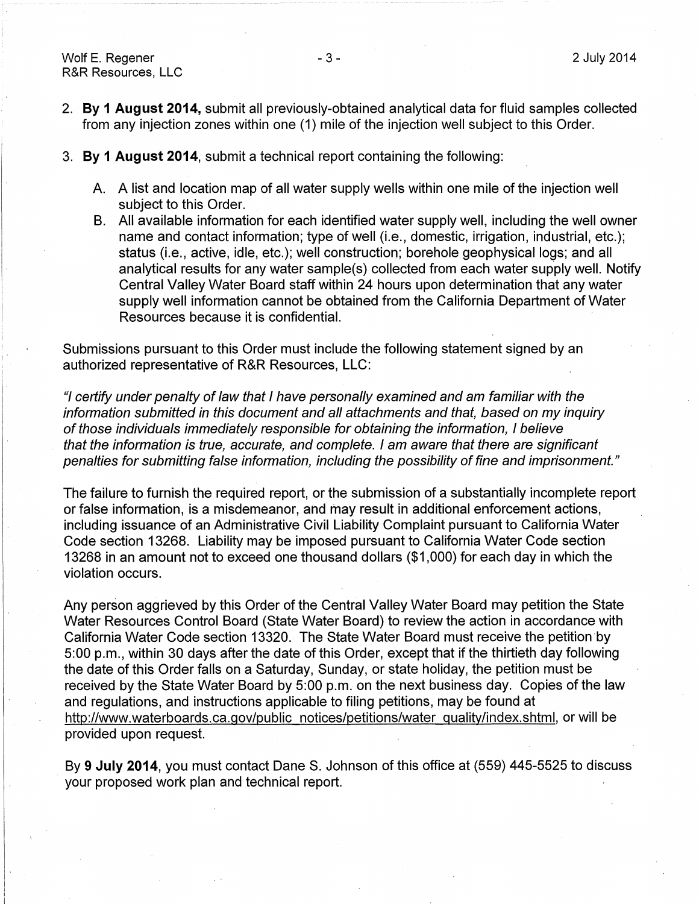2. **By 1 August 2014,** submit all previously-obtained analytical data for fluid samples collected from any injection zones within one (1) mile of the injection well subject to this Order.

3. **By 1 August 2014**, submit a technical report containing the following:

   A. A list and location map of all water supply wells within one mile of the injection well subject to this Order.

   B. All available information for each identified water supply well, including the well owner name and contact information; type of well (i.e., domestic, irrigation, industrial, etc.); status (i.e., active, idle, etc.); well construction; borehole geophysical logs; and all analytical results for any water sample(s) collected from each water supply well. Notify Central Valley Water Board staff within 24 hours upon determination that any water supply well information cannot be obtained from the California Department of Water Resources because it is confidential.

Submissions pursuant to this Order must include the following statement signed by an authorized representative of R&R Resources, LLC:

*"I certify under penalty of law that I have personally examined and am familiar with the information submitted in this document and all attachments and that, based on my inquiry of those individuals immediately responsible for obtaining the information, I believe that the information is true, accurate, and complete. I am aware that there are significant penalties for submitting false information, including the possibility of fine and imprisonment."*

The failure to furnish the required report, or the submission of a substantially incomplete report or false information, is a misdemeanor, and may result in additional enforcement actions, including issuance of an Administrative Civil Liability Complaint pursuant to California Water Code section 13268. Liability may be imposed pursuant to California Water Code section 13268 in an amount not to exceed one thousand dollars ($1,000) for each day in which the violation occurs.

Any person aggrieved by this Order of the Central Valley Water Board may petition the State Water Resources Control Board (State Water Board) to review the action in accordance with California Water Code section 13320. The State Water Board must receive the petition by 5:00 p.m., within 30 days after the date of this Order, except that if the thirtieth day following the date of this Order falls on a Saturday, Sunday, or state holiday, the petition must be received by the State Water Board by 5:00 p.m. on the next business day. Copies of the law and regulations, and instructions applicable to filing petitions, may be found at http://www.waterboards.ca.gov/public_notices/petitions/water_quality/index.shtml, or will be provided upon request.

By **9 July 2014**, you must contact Dane S. Johnson of this office at (559) 445-5525 to discuss your proposed work plan and technical report.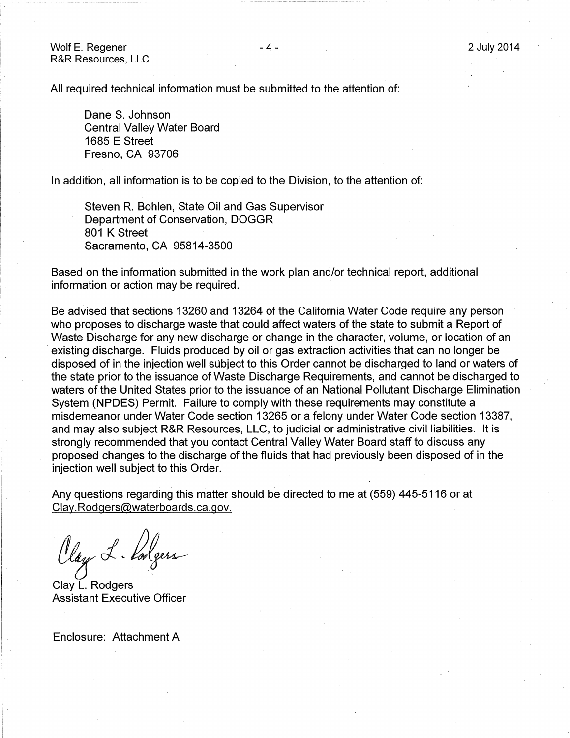All required technical information must be submitted to the attention of:

Dane S. Johnson
Central Valley Water Board
1685 E Street
Fresno, CA 93706

In addition, all information is to be copied to the Division, to the attention of:

Steven R. Bohlen, State Oil and Gas Supervisor
Department of Conservation, DOGGR
801 K Street
Sacramento, CA 95814-3500

Based on the information submitted in the work plan and/or technical report, additional information or action may be required.

Be advised that sections 13260 and 13264 of the California Water Code require any person who proposes to discharge waste that could affect waters of the state to submit a Report of Waste Discharge for any new discharge or change in the character, volume, or location of an existing discharge. Fluids produced by oil or gas extraction activities that can no longer be disposed of in the injection well subject to this Order cannot be discharged to land or waters of the state prior to the issuance of Waste Discharge Requirements, and cannot be discharged to waters of the United States prior to the issuance of an National Pollutant Discharge Elimination System (NPDES) Permit. Failure to comply with these requirements may constitute a misdemeanor under Water Code section 13265 or a felony under Water Code section 13387, and may also subject R&R Resources, LLC, to judicial or administrative civil liabilities. It is strongly recommended that you contact Central Valley Water Board staff to discuss any proposed changes to the discharge of the fluids that had previously been disposed of in the injection well subject to this Order.

Any questions regarding this matter should be directed to me at (559) 445-5116 or at Clay.Rodgers@waterboards.ca.gov.

Clay L. Rodgers

Clay L. Rodgers
Assistant Executive Officer

Enclosure: Attachment A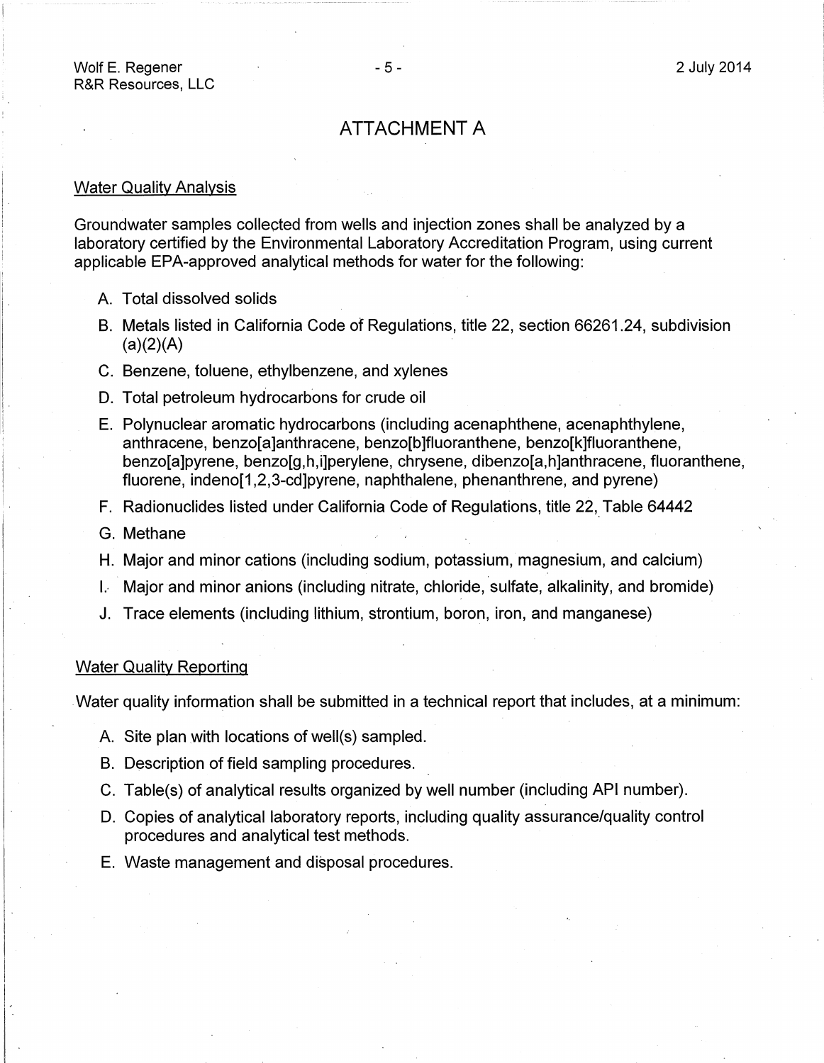# ATTACHMENT A

## Water Quality Analysis

Groundwater samples collected from wells and injection zones shall be analyzed by a laboratory certified by the Environmental Laboratory Accreditation Program, using current applicable EPA-approved analytical methods for water for the following:

A. Total dissolved solids

B. Metals listed in California Code of Regulations, title 22, section 66261.24, subdivision (a)(2)(A)

C. Benzene, toluene, ethylbenzene, and xylenes

D. Total petroleum hydrocarbons for crude oil

E. Polynuclear aromatic hydrocarbons (including acenaphthene, acenaphthylene, anthracene, benzo[a]anthracene, benzo[b]fluoranthene, benzo[k]fluoranthene, benzo[a]pyrene, benzo[g,h,i]perylene, chrysene, dibenzo[a,h]anthracene, fluoranthene, fluorene, indeno[1,2,3-cd]pyrene, naphthalene, phenanthrene, and pyrene)

F. Radionuclides listed under California Code of Regulations, title 22, Table 64442

G. Methane

H. Major and minor cations (including sodium, potassium, magnesium, and calcium)

I. Major and minor anions (including nitrate, chloride, sulfate, alkalinity, and bromide)

J. Trace elements (including lithium, strontium, boron, iron, and manganese)

## Water Quality Reporting

Water quality information shall be submitted in a technical report that includes, at a minimum:

A. Site plan with locations of well(s) sampled.

B. Description of field sampling procedures.

C. Table(s) of analytical results organized by well number (including API number).

D. Copies of analytical laboratory reports, including quality assurance/quality control procedures and analytical test methods.

E. Waste management and disposal procedures.